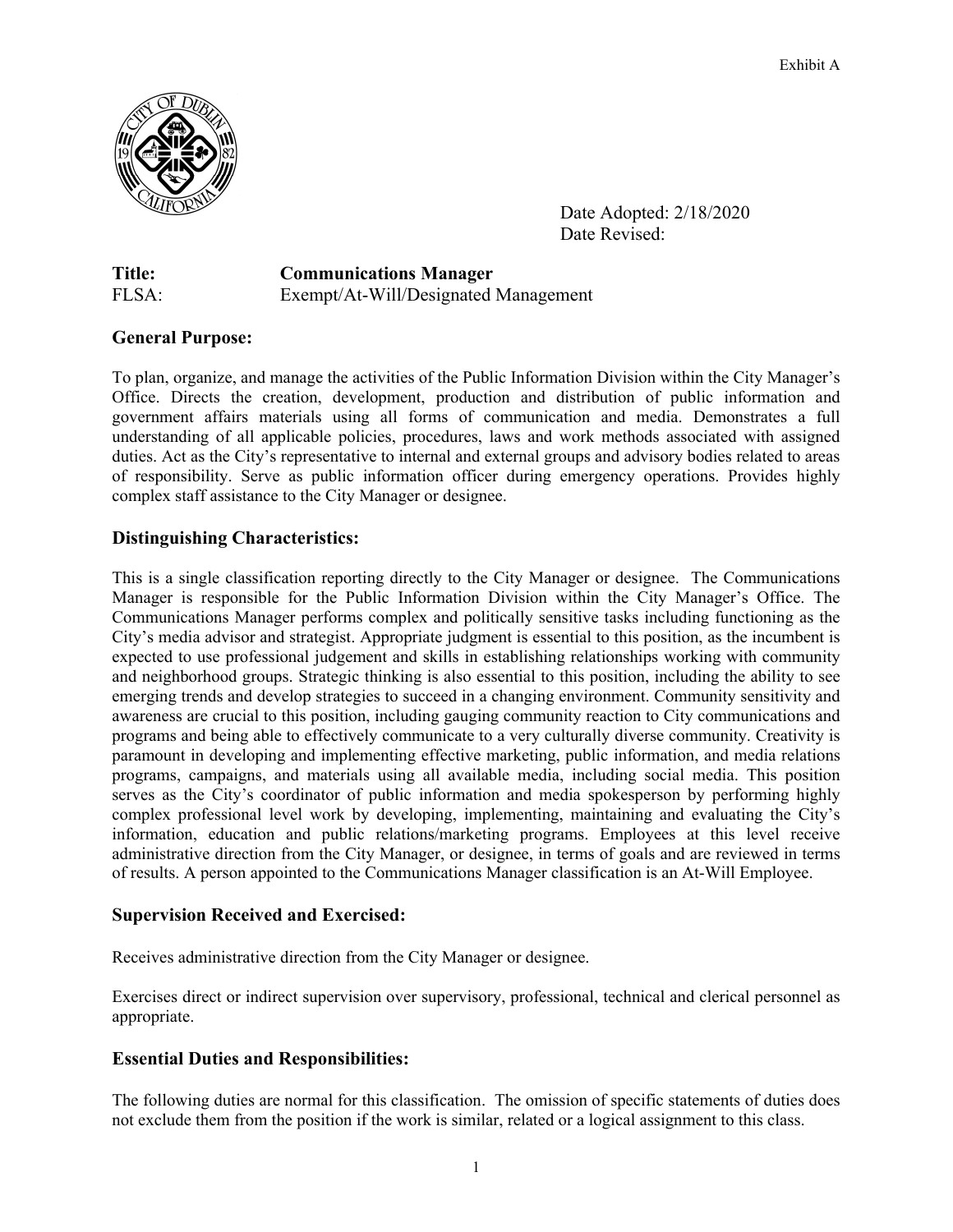Exhibit A

Date Adopted: 2/18/2020
Date Revised:

**Title:** **Communications Manager**
FLSA: Exempt/At-Will/Designated Management

## General Purpose:

To plan, organize, and manage the activities of the Public Information Division within the City Manager's Office. Directs the creation, development, production and distribution of public information and government affairs materials using all forms of communication and media. Demonstrates a full understanding of all applicable policies, procedures, laws and work methods associated with assigned duties. Act as the City's representative to internal and external groups and advisory bodies related to areas of responsibility. Serve as public information officer during emergency operations. Provides highly complex staff assistance to the City Manager or designee.

## Distinguishing Characteristics:

This is a single classification reporting directly to the City Manager or designee. The Communications Manager is responsible for the Public Information Division within the City Manager's Office. The Communications Manager performs complex and politically sensitive tasks including functioning as the City's media advisor and strategist. Appropriate judgment is essential to this position, as the incumbent is expected to use professional judgement and skills in establishing relationships working with community and neighborhood groups. Strategic thinking is also essential to this position, including the ability to see emerging trends and develop strategies to succeed in a changing environment. Community sensitivity and awareness are crucial to this position, including gauging community reaction to City communications and programs and being able to effectively communicate to a very culturally diverse community. Creativity is paramount in developing and implementing effective marketing, public information, and media relations programs, campaigns, and materials using all available media, including social media. This position serves as the City's coordinator of public information and media spokesperson by performing highly complex professional level work by developing, implementing, maintaining and evaluating the City's information, education and public relations/marketing programs. Employees at this level receive administrative direction from the City Manager, or designee, in terms of goals and are reviewed in terms of results. A person appointed to the Communications Manager classification is an At-Will Employee.

## Supervision Received and Exercised:

Receives administrative direction from the City Manager or designee.

Exercises direct or indirect supervision over supervisory, professional, technical and clerical personnel as appropriate.

## Essential Duties and Responsibilities:

The following duties are normal for this classification. The omission of specific statements of duties does not exclude them from the position if the work is similar, related or a logical assignment to this class.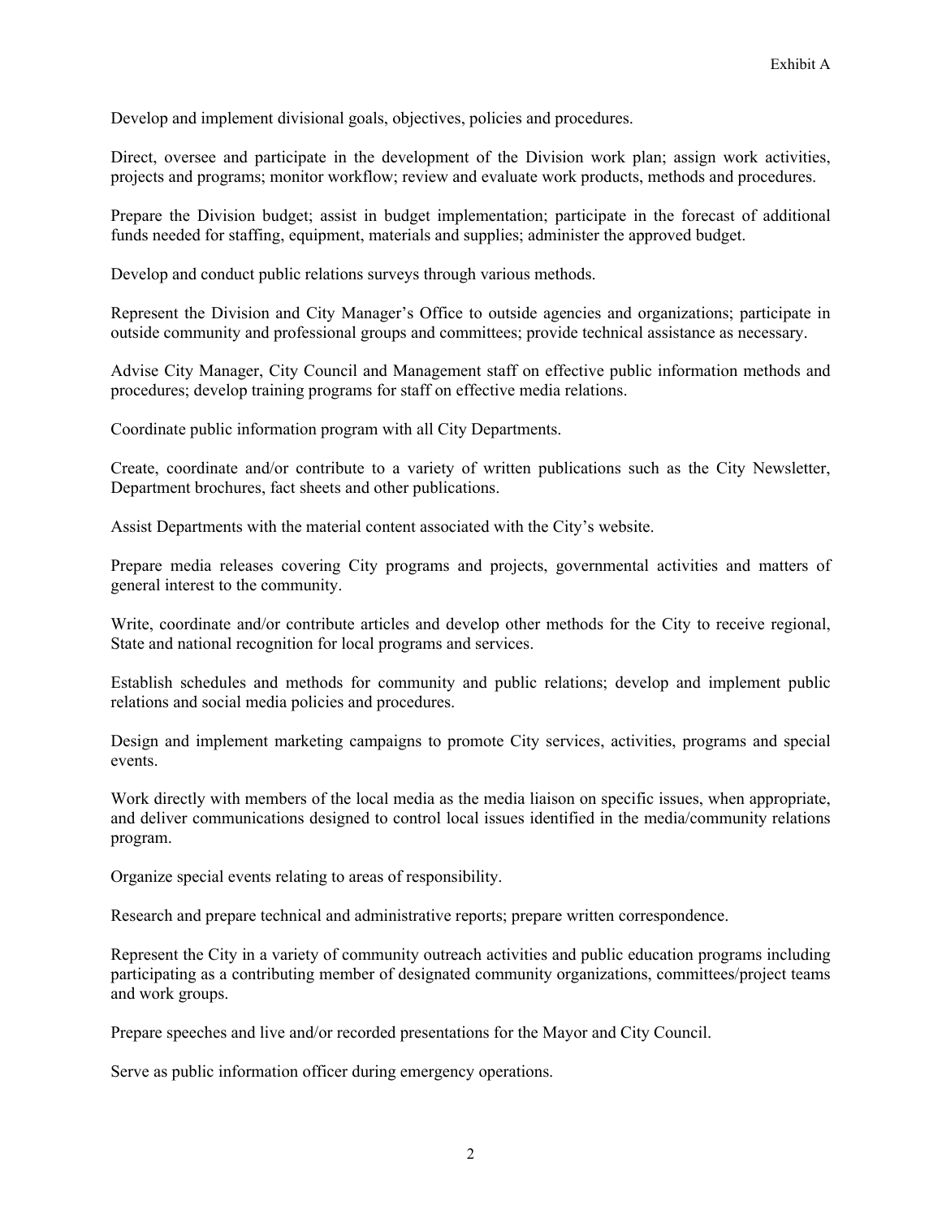Develop and implement divisional goals, objectives, policies and procedures.

Direct, oversee and participate in the development of the Division work plan; assign work activities, projects and programs; monitor workflow; review and evaluate work products, methods and procedures.

Prepare the Division budget; assist in budget implementation; participate in the forecast of additional funds needed for staffing, equipment, materials and supplies; administer the approved budget.

Develop and conduct public relations surveys through various methods.

Represent the Division and City Manager's Office to outside agencies and organizations; participate in outside community and professional groups and committees; provide technical assistance as necessary.

Advise City Manager, City Council and Management staff on effective public information methods and procedures; develop training programs for staff on effective media relations.

Coordinate public information program with all City Departments.

Create, coordinate and/or contribute to a variety of written publications such as the City Newsletter, Department brochures, fact sheets and other publications.

Assist Departments with the material content associated with the City's website.

Prepare media releases covering City programs and projects, governmental activities and matters of general interest to the community.

Write, coordinate and/or contribute articles and develop other methods for the City to receive regional, State and national recognition for local programs and services.

Establish schedules and methods for community and public relations; develop and implement public relations and social media policies and procedures.

Design and implement marketing campaigns to promote City services, activities, programs and special events.

Work directly with members of the local media as the media liaison on specific issues, when appropriate, and deliver communications designed to control local issues identified in the media/community relations program.

Organize special events relating to areas of responsibility.

Research and prepare technical and administrative reports; prepare written correspondence.

Represent the City in a variety of community outreach activities and public education programs including participating as a contributing member of designated community organizations, committees/project teams and work groups.

Prepare speeches and live and/or recorded presentations for the Mayor and City Council.

Serve as public information officer during emergency operations.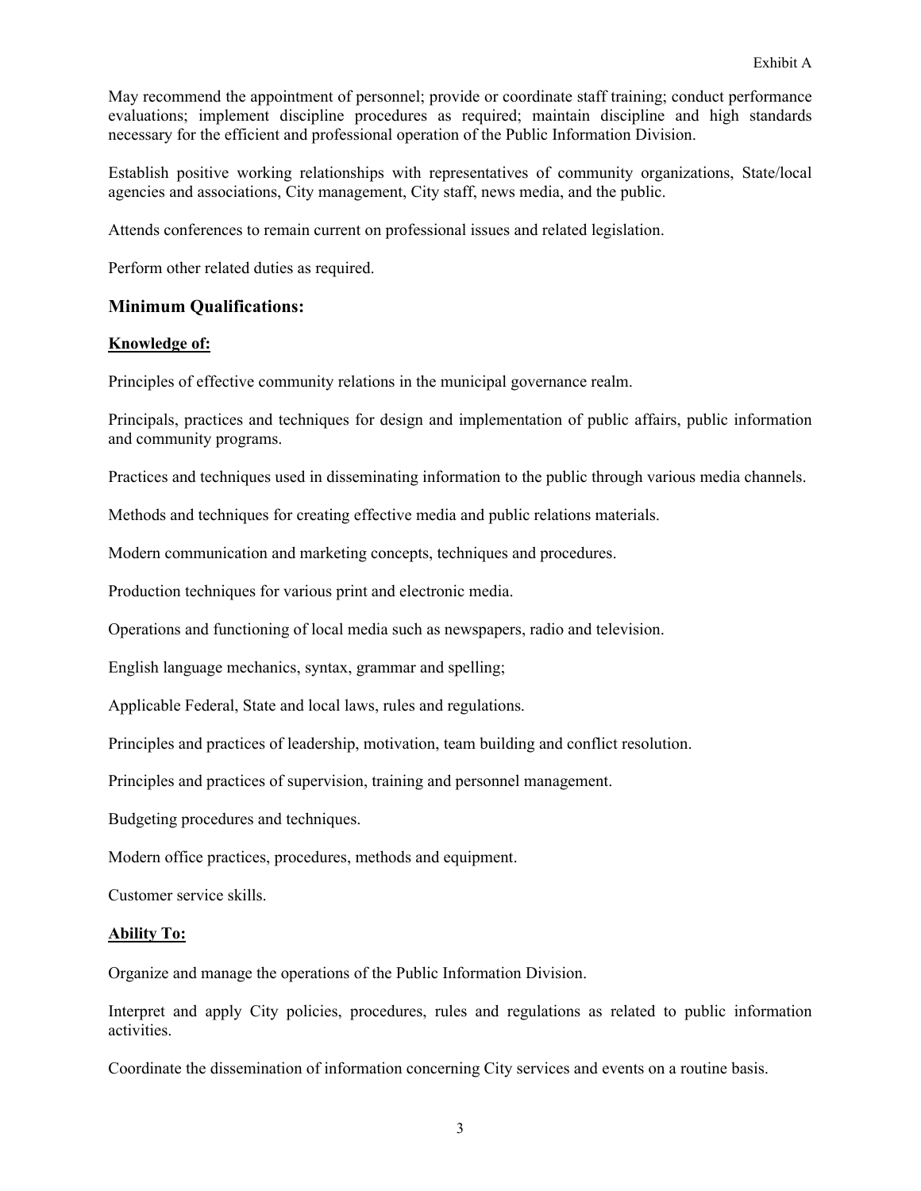May recommend the appointment of personnel; provide or coordinate staff training; conduct performance evaluations; implement discipline procedures as required; maintain discipline and high standards necessary for the efficient and professional operation of the Public Information Division.

Establish positive working relationships with representatives of community organizations, State/local agencies and associations, City management, City staff, news media, and the public.

Attends conferences to remain current on professional issues and related legislation.

Perform other related duties as required.

## Minimum Qualifications:

**Knowledge of:**

Principles of effective community relations in the municipal governance realm.

Principals, practices and techniques for design and implementation of public affairs, public information and community programs.

Practices and techniques used in disseminating information to the public through various media channels.

Methods and techniques for creating effective media and public relations materials.

Modern communication and marketing concepts, techniques and procedures.

Production techniques for various print and electronic media.

Operations and functioning of local media such as newspapers, radio and television.

English language mechanics, syntax, grammar and spelling;

Applicable Federal, State and local laws, rules and regulations.

Principles and practices of leadership, motivation, team building and conflict resolution.

Principles and practices of supervision, training and personnel management.

Budgeting procedures and techniques.

Modern office practices, procedures, methods and equipment.

Customer service skills.

**Ability To:**

Organize and manage the operations of the Public Information Division.

Interpret and apply City policies, procedures, rules and regulations as related to public information activities.

Coordinate the dissemination of information concerning City services and events on a routine basis.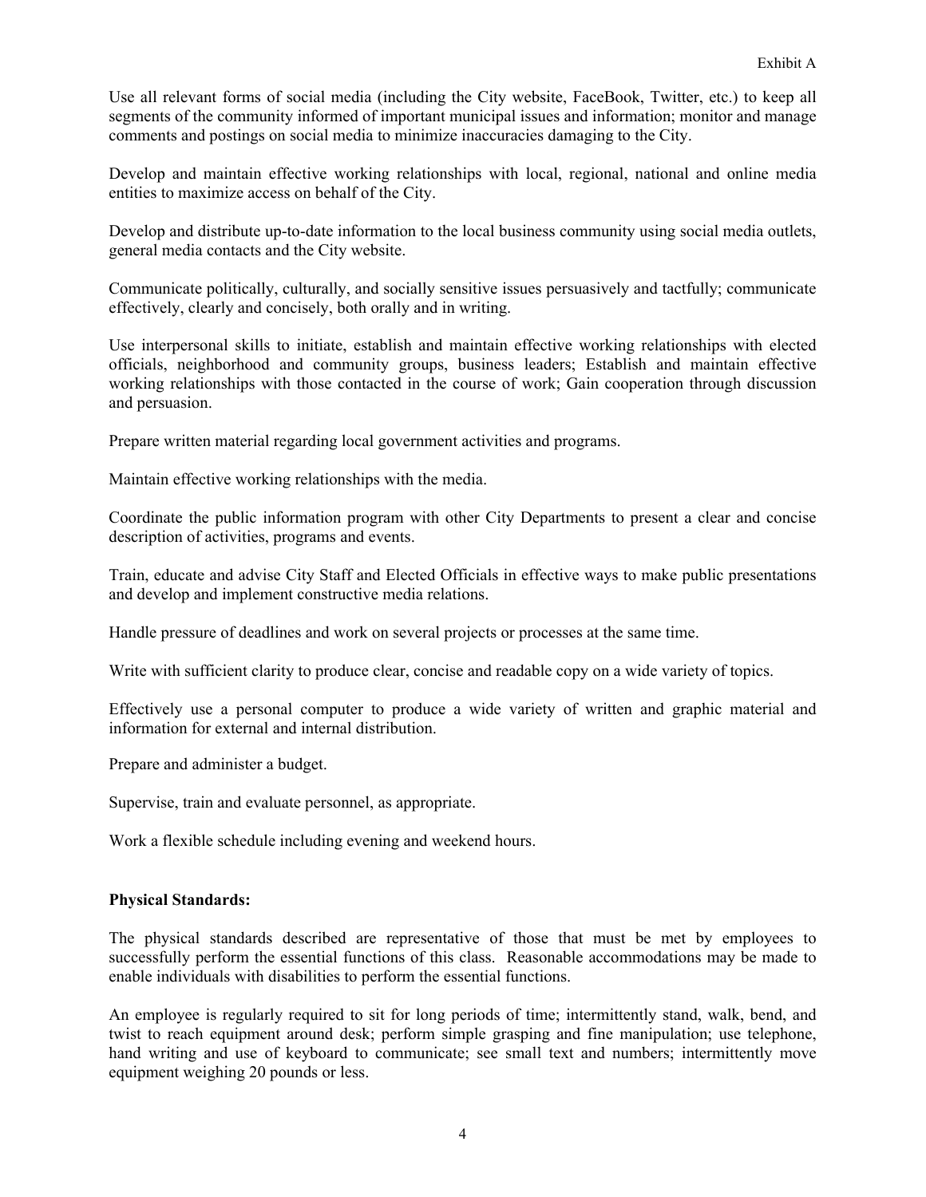Use all relevant forms of social media (including the City website, FaceBook, Twitter, etc.) to keep all segments of the community informed of important municipal issues and information; monitor and manage comments and postings on social media to minimize inaccuracies damaging to the City.

Develop and maintain effective working relationships with local, regional, national and online media entities to maximize access on behalf of the City.

Develop and distribute up-to-date information to the local business community using social media outlets, general media contacts and the City website.

Communicate politically, culturally, and socially sensitive issues persuasively and tactfully; communicate effectively, clearly and concisely, both orally and in writing.

Use interpersonal skills to initiate, establish and maintain effective working relationships with elected officials, neighborhood and community groups, business leaders; Establish and maintain effective working relationships with those contacted in the course of work; Gain cooperation through discussion and persuasion.

Prepare written material regarding local government activities and programs.

Maintain effective working relationships with the media.

Coordinate the public information program with other City Departments to present a clear and concise description of activities, programs and events.

Train, educate and advise City Staff and Elected Officials in effective ways to make public presentations and develop and implement constructive media relations.

Handle pressure of deadlines and work on several projects or processes at the same time.

Write with sufficient clarity to produce clear, concise and readable copy on a wide variety of topics.

Effectively use a personal computer to produce a wide variety of written and graphic material and information for external and internal distribution.

Prepare and administer a budget.

Supervise, train and evaluate personnel, as appropriate.

Work a flexible schedule including evening and weekend hours.

**Physical Standards:**

The physical standards described are representative of those that must be met by employees to successfully perform the essential functions of this class. Reasonable accommodations may be made to enable individuals with disabilities to perform the essential functions.

An employee is regularly required to sit for long periods of time; intermittently stand, walk, bend, and twist to reach equipment around desk; perform simple grasping and fine manipulation; use telephone, hand writing and use of keyboard to communicate; see small text and numbers; intermittently move equipment weighing 20 pounds or less.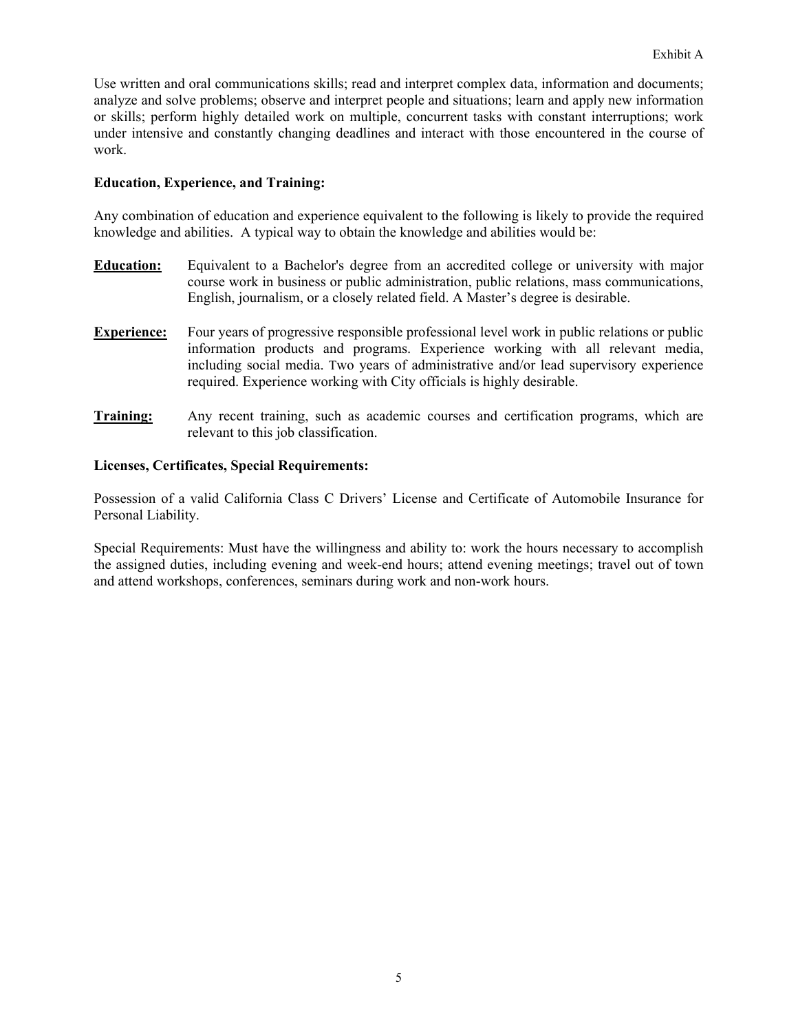Use written and oral communications skills; read and interpret complex data, information and documents; analyze and solve problems; observe and interpret people and situations; learn and apply new information or skills; perform highly detailed work on multiple, concurrent tasks with constant interruptions; work under intensive and constantly changing deadlines and interact with those encountered in the course of work.

**Education, Experience, and Training:**

Any combination of education and experience equivalent to the following is likely to provide the required knowledge and abilities. A typical way to obtain the knowledge and abilities would be:

**Education:** Equivalent to a Bachelor's degree from an accredited college or university with major course work in business or public administration, public relations, mass communications, English, journalism, or a closely related field. A Master's degree is desirable.

**Experience:** Four years of progressive responsible professional level work in public relations or public information products and programs. Experience working with all relevant media, including social media. Two years of administrative and/or lead supervisory experience required. Experience working with City officials is highly desirable.

**Training:** Any recent training, such as academic courses and certification programs, which are relevant to this job classification.

**Licenses, Certificates, Special Requirements:**

Possession of a valid California Class C Drivers' License and Certificate of Automobile Insurance for Personal Liability.

Special Requirements: Must have the willingness and ability to: work the hours necessary to accomplish the assigned duties, including evening and week-end hours; attend evening meetings; travel out of town and attend workshops, conferences, seminars during work and non-work hours.